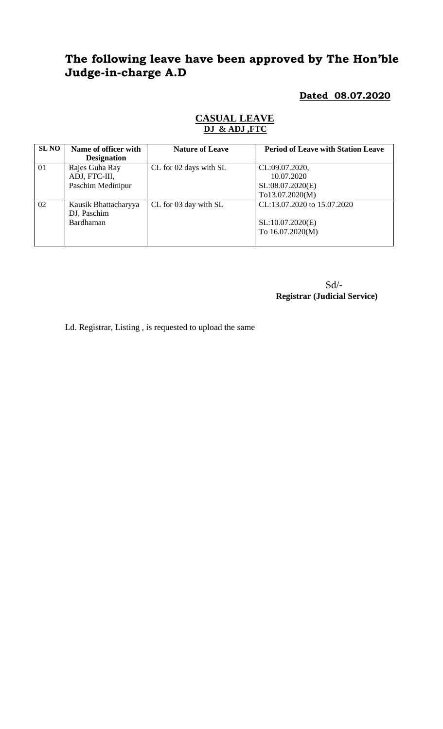# The following leave have been approved by The Hon'ble Judge-in-charge A.D

**Dated 08.07.2020**

## CASUAL LEAVE

**DJ & ADJ ,FTC**

| SL NO | Name of officer with Designation | Nature of Leave | Period of Leave with Station Leave |
|---|---|---|---|
| 01 | Rajes Guha Ray ADJ, FTC-III, Paschim Medinipur | CL for 02 days with SL | CL:09.07.2020, 10.07.2020 SL:08.07.2020(E) To13.07.2020(M) |
| 02 | Kausik Bhattacharyya DJ, Paschim Bardhaman | CL for 03 day with SL | CL:13.07.2020 to 15.07.2020 SL:10.07.2020(E) To 16.07.2020(M) |

Sd/-
**Registrar (Judicial Service)**

Ld. Registrar, Listing , is requested to upload the same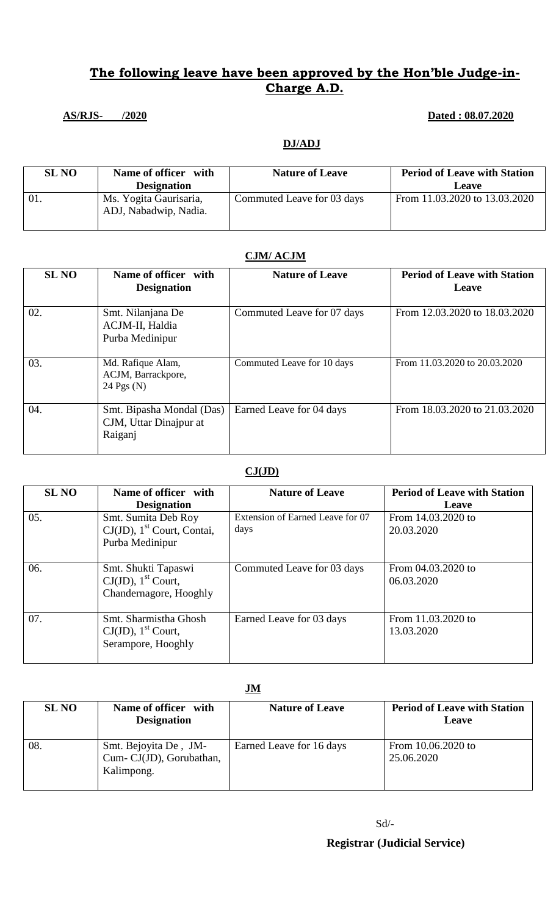## The following leave have been approved by the Hon'ble Judge-in-Charge A.D.

**AS/RJS- /2020** **Dated : 08.07.2020**

**DJ/ADJ**

| SL NO | Name of officer with Designation | Nature of Leave | Period of Leave with Station Leave |
|---|---|---|---|
| 01. | Ms. Yogita Gaurisaria, ADJ, Nabadwip, Nadia. | Commuted Leave for 03 days | From 11.03.2020 to 13.03.2020 |

**CJM/ ACJM**

| SL NO | Name of officer with Designation | Nature of Leave | Period of Leave with Station Leave |
|---|---|---|---|
| 02. | Smt. Nilanjana De ACJM-II, Haldia Purba Medinipur | Commuted Leave for 07 days | From 12.03.2020 to 18.03.2020 |
| 03. | Md. Rafique Alam, ACJM, Barrackpore, 24 Pgs (N) | Commuted Leave for 10 days | From 11.03.2020 to 20.03.2020 |
| 04. | Smt. Bipasha Mondal (Das) CJM, Uttar Dinajpur at Raiganj | Earned Leave for 04 days | From 18.03.2020 to 21.03.2020 |

**CJ(JD)**

| SL NO | Name of officer with Designation | Nature of Leave | Period of Leave with Station Leave |
|---|---|---|---|
| 05. | Smt. Sumita Deb Roy CJ(JD), 1st Court, Contai, Purba Medinipur | Extension of Earned Leave for 07 days | From 14.03.2020 to 20.03.2020 |
| 06. | Smt. Shukti Tapaswi CJ(JD), 1st Court, Chandernagore, Hooghly | Commuted Leave for 03 days | From 04.03.2020 to 06.03.2020 |
| 07. | Smt. Sharmistha Ghosh CJ(JD), 1st Court, Serampore, Hooghly | Earned Leave for 03 days | From 11.03.2020 to 13.03.2020 |

**JM**

| SL NO | Name of officer with Designation | Nature of Leave | Period of Leave with Station Leave |
|---|---|---|---|
| 08. | Smt. Bejoyita De , JM-Cum- CJ(JD), Gorubathan, Kalimpong. | Earned Leave for 16 days | From 10.06.2020 to 25.06.2020 |

Sd/-

**Registrar (Judicial Service)**